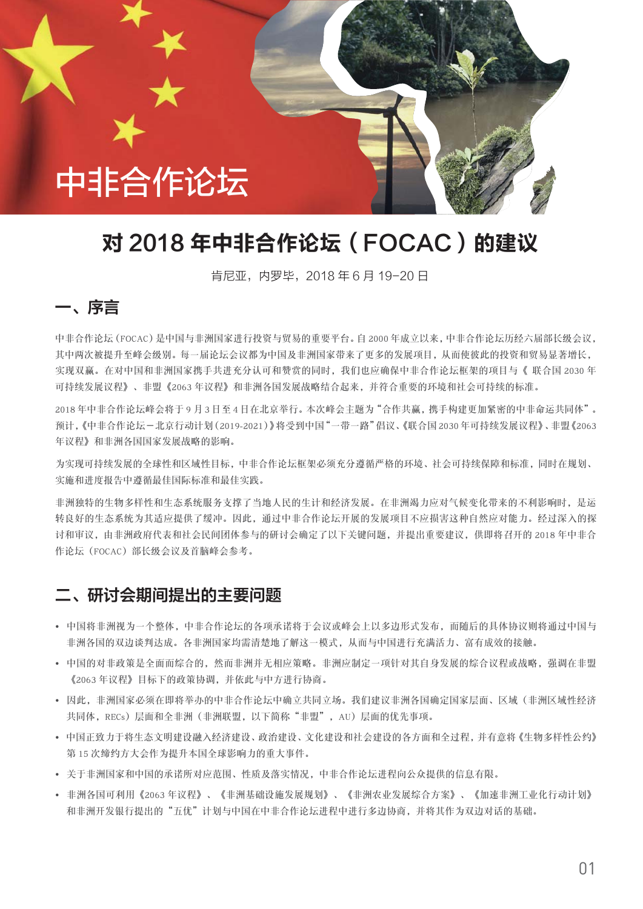# 中非合作论坛

# 对 2018 年中非合作论坛（FOCAC）的建议

肯尼亚，内罗毕，2018 年 6 月 19-20 日

## 一、序言

中非合作论坛（FOCAC）是中国与非洲国家进行投资与贸易的重要平台。自 2000 年成立以来，中非合作论坛历经六届部长级会议，其中两次被提升至峰会级别。每一届论坛会议都为中国及非洲国家带来了更多的发展项目，从而使彼此的投资和贸易显著增长，实现双赢。在对中国和非洲国家携手共进充分认可和赞赏的同时，我们也应确保中非合作论坛框架的项目与《 联合国 2030 年可持续发展议程》、非盟《2063 年议程》和非洲各国发展战略结合起来，并符合重要的环境和社会可持续的标准。

2018 年中非合作论坛峰会将于 9 月 3 日至 4 日在北京举行。本次峰会主题为"合作共赢，携手构建更加紧密的中非命运共同体"。预计，《中非合作论坛－北京行动计划（2019-2021）》将受到中国"一带一路"倡议、《联合国 2030 年可持续发展议程》、非盟《2063 年议程》和非洲各国国家发展战略的影响。

为实现可持续发展的全球性和区域性目标，中非合作论坛框架必须充分遵循严格的环境、社会可持续保障和标准，同时在规划、实施和进度报告中遵循最佳国际标准和最佳实践。

非洲独特的生物多样性和生态系统服务支撑了当地人民的生计和经济发展。在非洲竭力应对气候变化带来的不利影响时，是运转良好的生态系统为其适应提供了缓冲。因此，通过中非合作论坛开展的发展项目不应损害这种自然应对能力。经过深入的探讨和审议，由非洲政府代表和社会民间团体参与的研讨会确定了以下关键问题，并提出重要建议，供即将召开的 2018 年中非合作论坛（FOCAC）部长级会议及首脑峰会参考。

## 二、研讨会期间提出的主要问题

- 中国将非洲视为一个整体，中非合作论坛的各项承诺将于会议或峰会上以多边形式发布，而随后的具体协议则将通过中国与非洲各国的双边谈判达成。各非洲国家均需清楚地了解这一模式，从而与中国进行充满活力、富有成效的接触。
- 中国的对非政策是全面而综合的，然而非洲并无相应策略。非洲应制定一项针对其自身发展的综合议程或战略，强调在非盟《2063 年议程》目标下的政策协调，并依此与中方进行协商。
- 因此，非洲国家必须在即将举办的中非合作论坛中确立共同立场。我们建议非洲各国确定国家层面、区域（非洲区域性经济共同体，RECs）层面和全非洲（非洲联盟，以下简称"非盟"，AU）层面的优先事项。
- 中国正致力于将生态文明建设融入经济建设、政治建设、文化建设和社会建设的各方面和全过程，并有意将《生物多样性公约》第 15 次缔约方大会作为提升本国全球影响力的重大事件。
- 关于非洲国家和中国的承诺所对应范围、性质及落实情况，中非合作论坛进程向公众提供的信息有限。
- 非洲各国可利用《2063 年议程》、《非洲基础设施发展规划》、《非洲农业发展综合方案》、《加速非洲工业化行动计划》和非洲开发银行提出的"五优"计划与中国在中非合作论坛进程中进行多边协商，并将其作为双边对话的基础。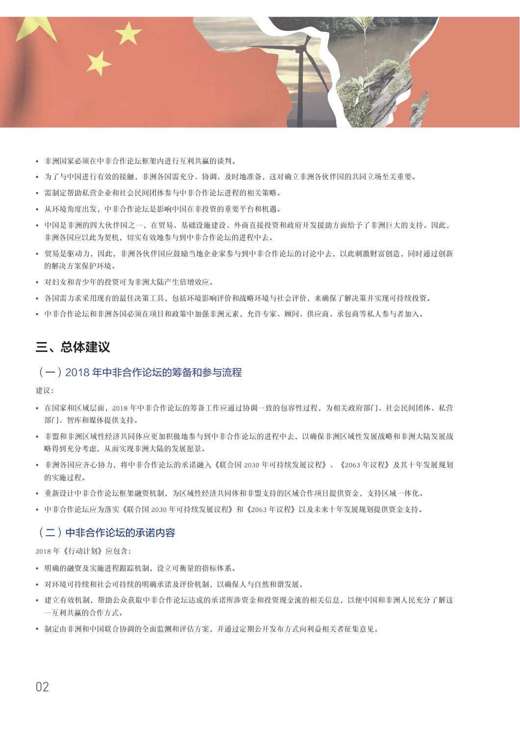- 非洲国家必须在中非合作论坛框架内进行互利共赢的谈判。
- 为了与中国进行有效的接触，非洲各国需充分、协调、及时地准备，这对确立非洲各伙伴国的共同立场至关重要。
- 需制定帮助私营企业和社会民间团体参与中非合作论坛进程的相关策略。
- 从环境角度出发，中非合作论坛是影响中国在非投资的重要平台和机遇。
- 中国是非洲的四大伙伴国之一，在贸易、基础设施建设、外商直接投资和政府开发援助方面给予了非洲巨大的支持。因此，非洲各国应以此为契机，切实有效地参与到中非合作论坛的进程中去。
- 贸易是驱动力，因此，非洲各伙伴国应鼓励当地企业家参与到中非合作论坛的讨论中去，以此刺激财富创造，同时通过创新的解决方案保护环境。
- 对妇女和青少年的投资可为非洲大陆产生倍增效应。
- 各国需力求采用现有的最佳决策工具，包括环境影响评价和战略环境与社会评价，来确保了解决策并实现可持续投资。
- 中非合作论坛和非洲各国必须在项目和政策中加强非洲元素，允许专家、顾问、供应商、承包商等私人参与者加入。

## 三、总体建议

### （一）2018 年中非合作论坛的筹备和参与流程

建议：

- 在国家和区域层面，2018 年中非合作论坛的筹备工作应通过协调一致的包容性过程，为相关政府部门、社会民间团体、私营部门、智库和媒体提供支持。
- 非盟和非洲区域性经济共同体应更加积极地参与到中非合作论坛的进程中去，以确保非洲区域性发展战略和非洲大陆发展战略得到充分考虑，从而实现非洲大陆的发展愿景。
- 非洲各国应齐心协力，将中非合作论坛的承诺融入《联合国 2030 年可持续发展议程》、《2063 年议程》及其十年发展规划的实施过程。
- 重新设计中非合作论坛框架融资机制，为区域性经济共同体和非盟支持的区域合作项目提供资金，支持区域一体化。
- 中非合作论坛应为落实《联合国 2030 年可持续发展议程》和《2063 年议程》以及未来十年发展规划提供资金支持。

### （二）中非合作论坛的承诺内容

2018 年《行动计划》应包含：

- 明确的融资及实施进程跟踪机制，设立可衡量的指标体系。
- 对环境可持续和社会可持续的明确承诺及评价机制，以确保人与自然和谐发展。
- 建立有效机制，帮助公众获取中非合作论坛达成的承诺所涉资金和投资现金流的相关信息，以便中国和非洲人民充分了解这一互利共赢的合作方式。
- 制定由非洲和中国联合协调的全面监测和评估方案，并通过定期公开发布方式向利益相关者征集意见。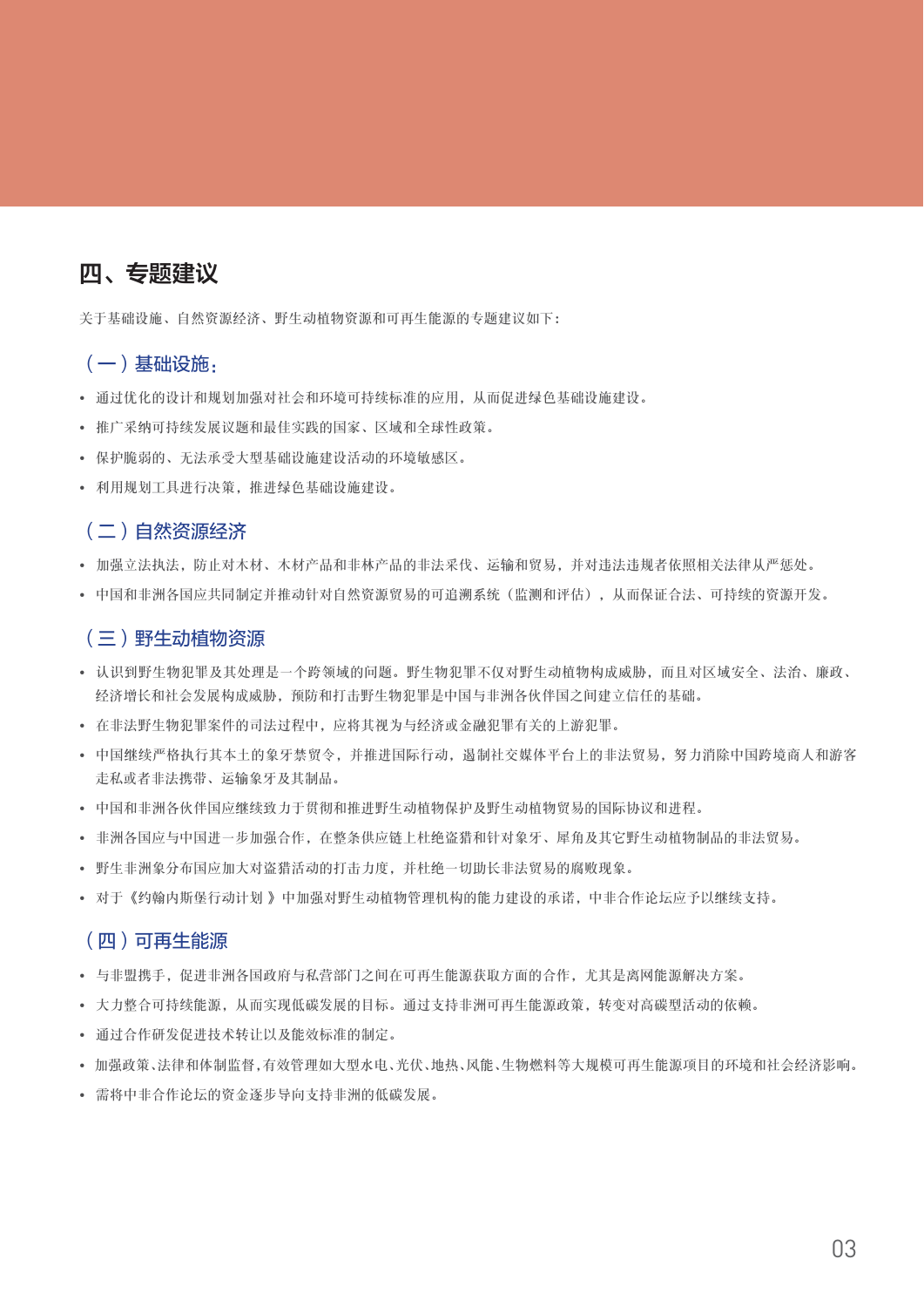## 四、专题建议

关于基础设施、自然资源经济、野生动植物资源和可再生能源的专题建议如下：

### （一）基础设施：

- 通过优化的设计和规划加强对社会和环境可持续标准的应用，从而促进绿色基础设施建设。
- 推广采纳可持续发展议题和最佳实践的国家、区域和全球性政策。
- 保护脆弱的、无法承受大型基础设施建设活动的环境敏感区。
- 利用规划工具进行决策，推进绿色基础设施建设。

### （二）自然资源经济

- 加强立法执法，防止对木材、木材产品和非林产品的非法采伐、运输和贸易，并对违法违规者依照相关法律从严惩处。
- 中国和非洲各国应共同制定并推动针对自然资源贸易的可追溯系统（监测和评估），从而保证合法、可持续的资源开发。

### （三）野生动植物资源

- 认识到野生物犯罪及其处理是一个跨领域的问题。野生物犯罪不仅对野生动植物构成威胁，而且对区域安全、法治、廉政、经济增长和社会发展构成威胁，预防和打击野生物犯罪是中国与非洲各伙伴国之间建立信任的基础。
- 在非法野生物犯罪案件的司法过程中，应将其视为与经济或金融犯罪有关的上游犯罪。
- 中国继续严格执行其本土的象牙禁贸令，并推进国际行动，遏制社交媒体平台上的非法贸易，努力消除中国跨境商人和游客走私或者非法携带、运输象牙及其制品。
- 中国和非洲各伙伴国应继续致力于贯彻和推进野生动植物保护及野生动植物贸易的国际协议和进程。
- 非洲各国应与中国进一步加强合作，在整条供应链上杜绝盗猎和针对象牙、犀角及其它野生动植物制品的非法贸易。
- 野生非洲象分布国应加大对盗猎活动的打击力度，并杜绝一切助长非法贸易的腐败现象。
- 对于《约翰内斯堡行动计划》中加强对野生动植物管理机构的能力建设的承诺，中非合作论坛应予以继续支持。

### （四）可再生能源

- 与非盟携手，促进非洲各国政府与私营部门之间在可再生能源获取方面的合作，尤其是离网能源解决方案。
- 大力整合可持续能源，从而实现低碳发展的目标。通过支持非洲可再生能源政策，转变对高碳型活动的依赖。
- 通过合作研发促进技术转让以及能效标准的制定。
- 加强政策、法律和体制监督，有效管理如大型水电、光伏、地热、风能、生物燃料等大规模可再生能源项目的环境和社会经济影响。
- 需将中非合作论坛的资金逐步导向支持非洲的低碳发展。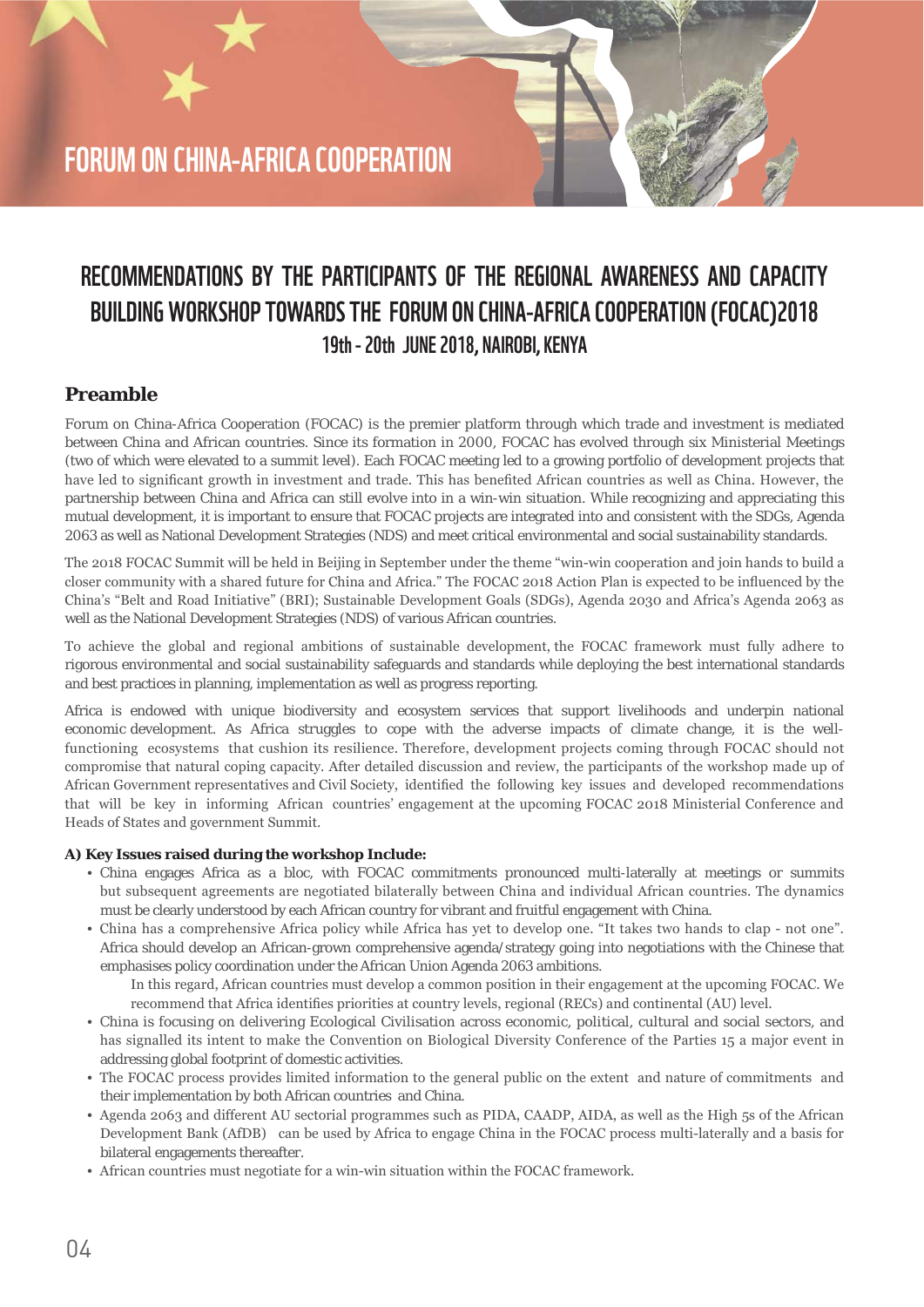# FORUM ON CHINA-AFRICA COOPERATION

## RECOMMENDATIONS BY THE PARTICIPANTS OF THE REGIONAL AWARENESS AND CAPACITY BUILDING WORKSHOP TOWARDS THE FORUM ON CHINA-AFRICA COOPERATION (FOCAC)2018

### 19th - 20th JUNE 2018, NAIROBI, KENYA

## Preamble

Forum on China-Africa Cooperation (FOCAC) is the premier platform through which trade and investment is mediated between China and African countries. Since its formation in 2000, FOCAC has evolved through six Ministerial Meetings (two of which were elevated to a summit level). Each FOCAC meeting led to a growing portfolio of development projects that have led to significant growth in investment and trade. This has benefited African countries as well as China. However, the partnership between China and Africa can still evolve into in a win-win situation. While recognizing and appreciating this mutual development, it is important to ensure that FOCAC projects are integrated into and consistent with the SDGs, Agenda 2063 as well as National Development Strategies (NDS) and meet critical environmental and social sustainability standards.

The 2018 FOCAC Summit will be held in Beijing in September under the theme "win-win cooperation and join hands to build a closer community with a shared future for China and Africa." The FOCAC 2018 Action Plan is expected to be influenced by the China's "Belt and Road Initiative" (BRI); Sustainable Development Goals (SDGs), Agenda 2030 and Africa's Agenda 2063 as well as the National Development Strategies (NDS) of various African countries.

To achieve the global and regional ambitions of sustainable development, the FOCAC framework must fully adhere to rigorous environmental and social sustainability safeguards and standards while deploying the best international standards and best practices in planning, implementation as well as progress reporting.

Africa is endowed with unique biodiversity and ecosystem services that support livelihoods and underpin national economic development. As Africa struggles to cope with the adverse impacts of climate change, it is the well-functioning ecosystems that cushion its resilience. Therefore, development projects coming through FOCAC should not compromise that natural coping capacity. After detailed discussion and review, the participants of the workshop made up of African Government representatives and Civil Society, identified the following key issues and developed recommendations that will be key in informing African countries' engagement at the upcoming FOCAC 2018 Ministerial Conference and Heads of States and government Summit.

**A) Key Issues raised during the workshop Include:**

- China engages Africa as a bloc, with FOCAC commitments pronounced multi-laterally at meetings or summits but subsequent agreements are negotiated bilaterally between China and individual African countries. The dynamics must be clearly understood by each African country for vibrant and fruitful engagement with China.
- China has a comprehensive Africa policy while Africa has yet to develop one. "It takes two hands to clap - not one". Africa should develop an African-grown comprehensive agenda/strategy going into negotiations with the Chinese that emphasises policy coordination under the African Union Agenda 2063 ambitions.

  In this regard, African countries must develop a common position in their engagement at the upcoming FOCAC. We recommend that Africa identifies priorities at country levels, regional (RECs) and continental (AU) level.
- China is focusing on delivering Ecological Civilisation across economic, political, cultural and social sectors, and has signalled its intent to make the Convention on Biological Diversity Conference of the Parties 15 a major event in addressing global footprint of domestic activities.
- The FOCAC process provides limited information to the general public on the extent and nature of commitments and their implementation by both African countries and China.
- Agenda 2063 and different AU sectorial programmes such as PIDA, CAADP, AIDA, as well as the High 5s of the African Development Bank (AfDB) can be used by Africa to engage China in the FOCAC process multi-laterally and a basis for bilateral engagements thereafter.
- African countries must negotiate for a win-win situation within the FOCAC framework.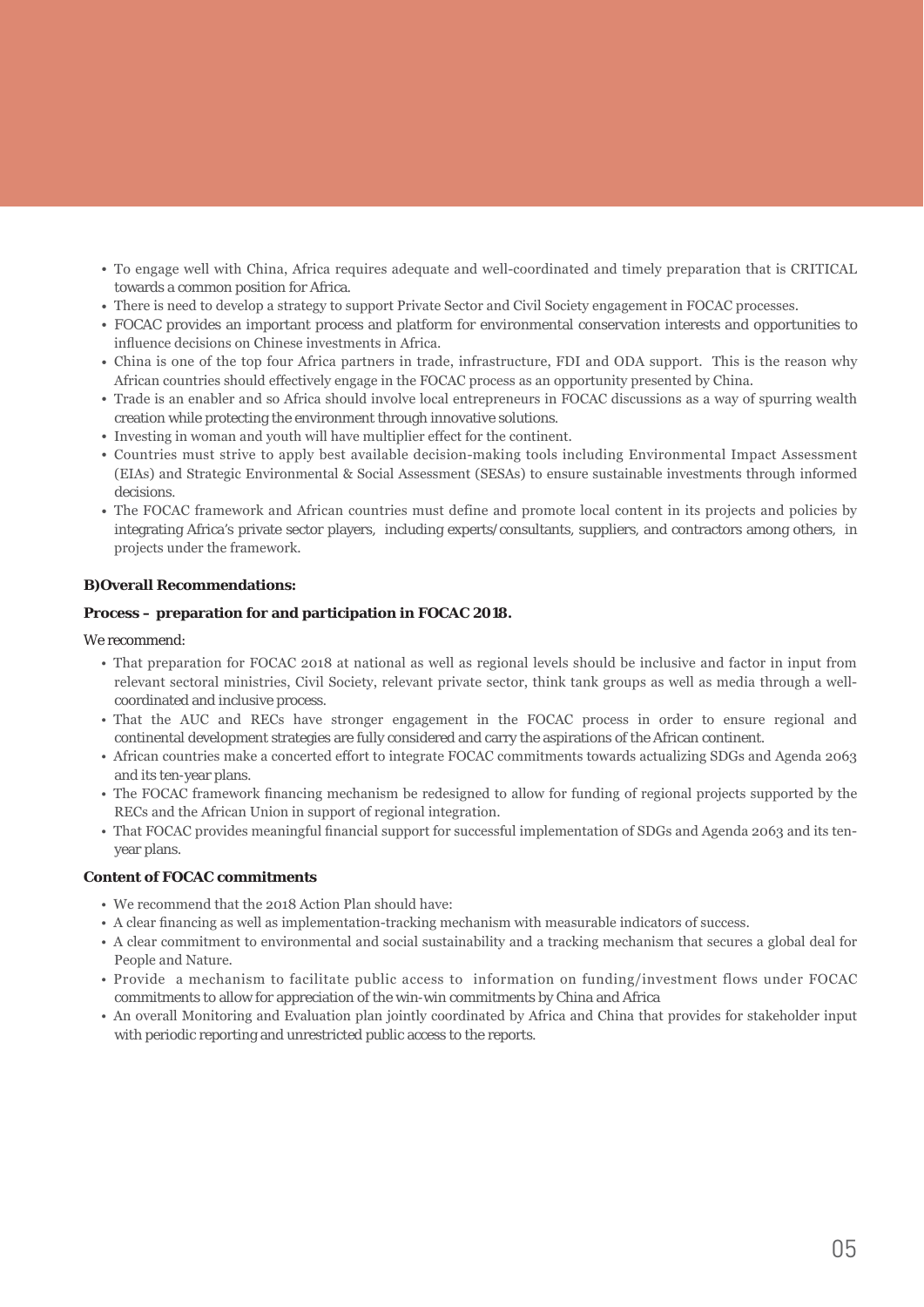- To engage well with China, Africa requires adequate and well-coordinated and timely preparation that is CRITICAL towards a common position for Africa.
- There is need to develop a strategy to support Private Sector and Civil Society engagement in FOCAC processes.
- FOCAC provides an important process and platform for environmental conservation interests and opportunities to influence decisions on Chinese investments in Africa.
- China is one of the top four Africa partners in trade, infrastructure, FDI and ODA support. This is the reason why African countries should effectively engage in the FOCAC process as an opportunity presented by China.
- Trade is an enabler and so Africa should involve local entrepreneurs in FOCAC discussions as a way of spurring wealth creation while protecting the environment through innovative solutions.
- Investing in woman and youth will have multiplier effect for the continent.
- Countries must strive to apply best available decision-making tools including Environmental Impact Assessment (EIAs) and Strategic Environmental & Social Assessment (SESAs) to ensure sustainable investments through informed decisions.
- The FOCAC framework and African countries must define and promote local content in its projects and policies by integrating Africa's private sector players, including experts/consultants, suppliers, and contractors among others, in projects under the framework.

**B)Overall Recommendations:**

**Process – preparation for and participation in FOCAC 2018.**

We recommend:

- That preparation for FOCAC 2018 at national as well as regional levels should be inclusive and factor in input from relevant sectoral ministries, Civil Society, relevant private sector, think tank groups as well as media through a well-coordinated and inclusive process.
- That the AUC and RECs have stronger engagement in the FOCAC process in order to ensure regional and continental development strategies are fully considered and carry the aspirations of the African continent.
- African countries make a concerted effort to integrate FOCAC commitments towards actualizing SDGs and Agenda 2063 and its ten-year plans.
- The FOCAC framework financing mechanism be redesigned to allow for funding of regional projects supported by the RECs and the African Union in support of regional integration.
- That FOCAC provides meaningful financial support for successful implementation of SDGs and Agenda 2063 and its ten-year plans.

**Content of FOCAC commitments**

- We recommend that the 2018 Action Plan should have:
- A clear financing as well as implementation-tracking mechanism with measurable indicators of success.
- A clear commitment to environmental and social sustainability and a tracking mechanism that secures a global deal for People and Nature.
- Provide a mechanism to facilitate public access to information on funding/investment flows under FOCAC commitments to allow for appreciation of the win-win commitments by China and Africa
- An overall Monitoring and Evaluation plan jointly coordinated by Africa and China that provides for stakeholder input with periodic reporting and unrestricted public access to the reports.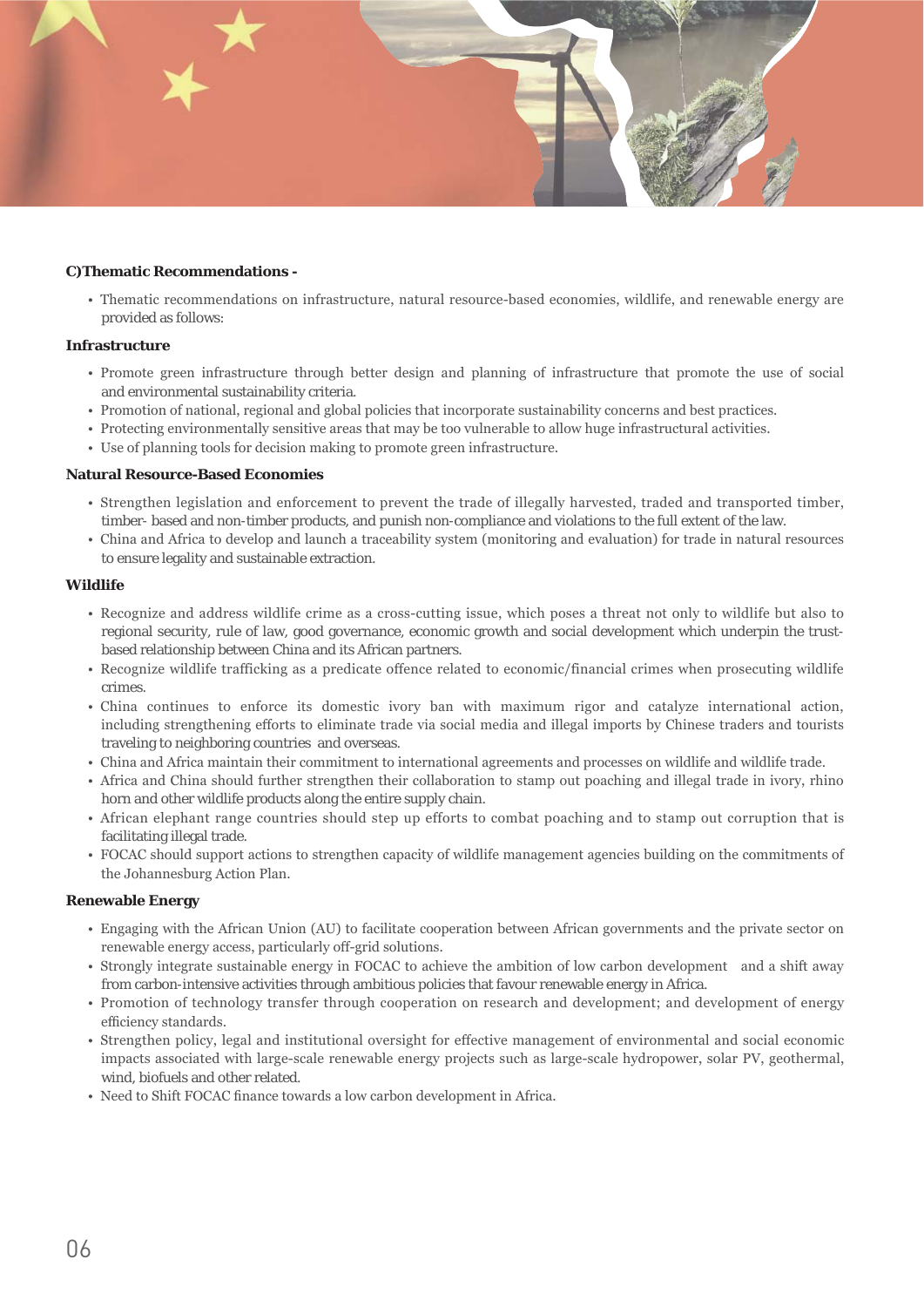**C)Thematic Recommendations -**

- Thematic recommendations on infrastructure, natural resource-based economies, wildlife, and renewable energy are provided as follows:

**Infrastructure**

- Promote green infrastructure through better design and planning of infrastructure that promote the use of social and environmental sustainability criteria.
- Promotion of national, regional and global policies that incorporate sustainability concerns and best practices.
- Protecting environmentally sensitive areas that may be too vulnerable to allow huge infrastructural activities.
- Use of planning tools for decision making to promote green infrastructure.

**Natural Resource-Based Economies**

- Strengthen legislation and enforcement to prevent the trade of illegally harvested, traded and transported timber, timber- based and non-timber products, and punish non-compliance and violations to the full extent of the law.
- China and Africa to develop and launch a traceability system (monitoring and evaluation) for trade in natural resources to ensure legality and sustainable extraction.

**Wildlife**

- Recognize and address wildlife crime as a cross-cutting issue, which poses a threat not only to wildlife but also to regional security, rule of law, good governance, economic growth and social development which underpin the trust-based relationship between China and its African partners.
- Recognize wildlife trafficking as a predicate offence related to economic/financial crimes when prosecuting wildlife crimes.
- China continues to enforce its domestic ivory ban with maximum rigor and catalyze international action, including strengthening efforts to eliminate trade via social media and illegal imports by Chinese traders and tourists traveling to neighboring countries and overseas.
- China and Africa maintain their commitment to international agreements and processes on wildlife and wildlife trade.
- Africa and China should further strengthen their collaboration to stamp out poaching and illegal trade in ivory, rhino horn and other wildlife products along the entire supply chain.
- African elephant range countries should step up efforts to combat poaching and to stamp out corruption that is facilitating illegal trade.
- FOCAC should support actions to strengthen capacity of wildlife management agencies building on the commitments of the Johannesburg Action Plan.

**Renewable Energy**

- Engaging with the African Union (AU) to facilitate cooperation between African governments and the private sector on renewable energy access, particularly off-grid solutions.
- Strongly integrate sustainable energy in FOCAC to achieve the ambition of low carbon development and a shift away from carbon-intensive activities through ambitious policies that favour renewable energy in Africa.
- Promotion of technology transfer through cooperation on research and development; and development of energy efficiency standards.
- Strengthen policy, legal and institutional oversight for effective management of environmental and social economic impacts associated with large-scale renewable energy projects such as large-scale hydropower, solar PV, geothermal, wind, biofuels and other related.
- Need to Shift FOCAC finance towards a low carbon development in Africa.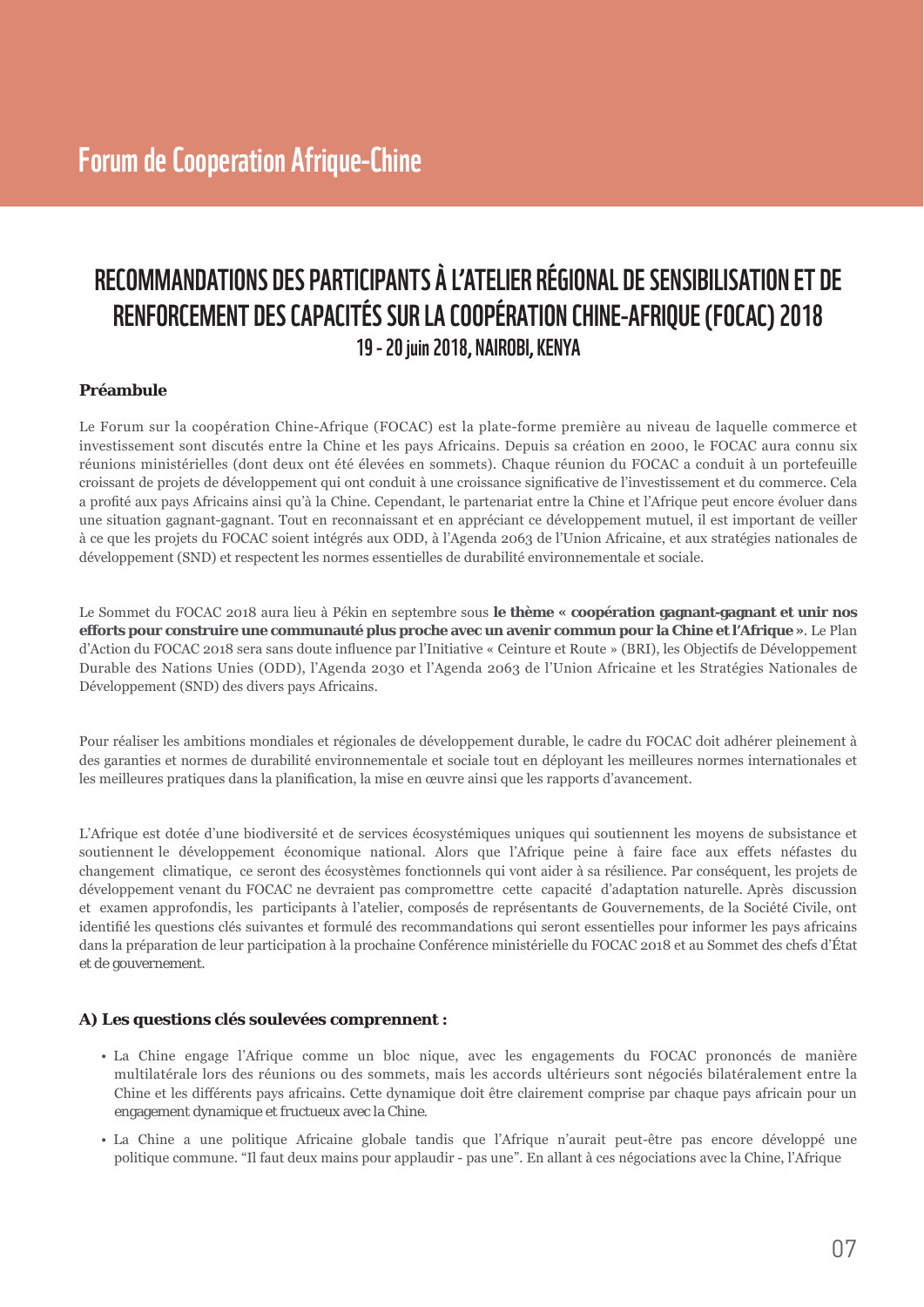# Forum de Cooperation Afrique-Chine

## RECOMMANDATIONS DES PARTICIPANTS À L'ATELIER RÉGIONAL DE SENSIBILISATION ET DE RENFORCEMENT DES CAPACITÉS SUR LA COOPÉRATION CHINE-AFRIQUE (FOCAC) 2018

### 19 - 20 juin 2018, NAIROBI, KENYA

**Préambule**

Le Forum sur la coopération Chine-Afrique (FOCAC) est la plate-forme première au niveau de laquelle commerce et investissement sont discutés entre la Chine et les pays Africains. Depuis sa création en 2000, le FOCAC aura connu six réunions ministérielles (dont deux ont été élevées en sommets). Chaque réunion du FOCAC a conduit à un portefeuille croissant de projets de développement qui ont conduit à une croissance significative de l'investissement et du commerce. Cela a profité aux pays Africains ainsi qu'à la Chine. Cependant, le partenariat entre la Chine et l'Afrique peut encore évoluer dans une situation gagnant-gagnant. Tout en reconnaissant et en appréciant ce développement mutuel, il est important de veiller à ce que les projets du FOCAC soient intégrés aux ODD, à l'Agenda 2063 de l'Union Africaine, et aux stratégies nationales de développement (SND) et respectent les normes essentielles de durabilité environnementale et sociale.

Le Sommet du FOCAC 2018 aura lieu à Pékin en septembre sous **le thème « coopération gagnant-gagnant et unir nos efforts pour construire une communauté plus proche avec un avenir commun pour la Chine et l'Afrique »**. Le Plan d'Action du FOCAC 2018 sera sans doute influence par l'Initiative « Ceinture et Route » (BRI), les Objectifs de Développement Durable des Nations Unies (ODD), l'Agenda 2030 et l'Agenda 2063 de l'Union Africaine et les Stratégies Nationales de Développement (SND) des divers pays Africains.

Pour réaliser les ambitions mondiales et régionales de développement durable, le cadre du FOCAC doit adhérer pleinement à des garanties et normes de durabilité environnementale et sociale tout en déployant les meilleures normes internationales et les meilleures pratiques dans la planification, la mise en œuvre ainsi que les rapports d'avancement.

L'Afrique est dotée d'une biodiversité et de services écosystémiques uniques qui soutiennent les moyens de subsistance et soutiennent le développement économique national. Alors que l'Afrique peine à faire face aux effets néfastes du changement climatique, ce seront des écosystèmes fonctionnels qui vont aider à sa résilience. Par conséquent, les projets de développement venant du FOCAC ne devraient pas compromettre cette capacité d'adaptation naturelle. Après discussion et examen approfondis, les participants à l'atelier, composés de représentants de Gouvernements, de la Société Civile, ont identifié les questions clés suivantes et formulé des recommandations qui seront essentielles pour informer les pays africains dans la préparation de leur participation à la prochaine Conférence ministérielle du FOCAC 2018 et au Sommet des chefs d'État et de gouvernement.

**A) Les questions clés soulevées comprennent :**

- La Chine engage l'Afrique comme un bloc nique, avec les engagements du FOCAC prononcés de manière multilatérale lors des réunions ou des sommets, mais les accords ultérieurs sont négociés bilatéralement entre la Chine et les différents pays africains. Cette dynamique doit être clairement comprise par chaque pays africain pour un engagement dynamique et fructueux avec la Chine.
- La Chine a une politique Africaine globale tandis que l'Afrique n'aurait peut-être pas encore développé une politique commune. "Il faut deux mains pour applaudir - pas une". En allant à ces négociations avec la Chine, l'Afrique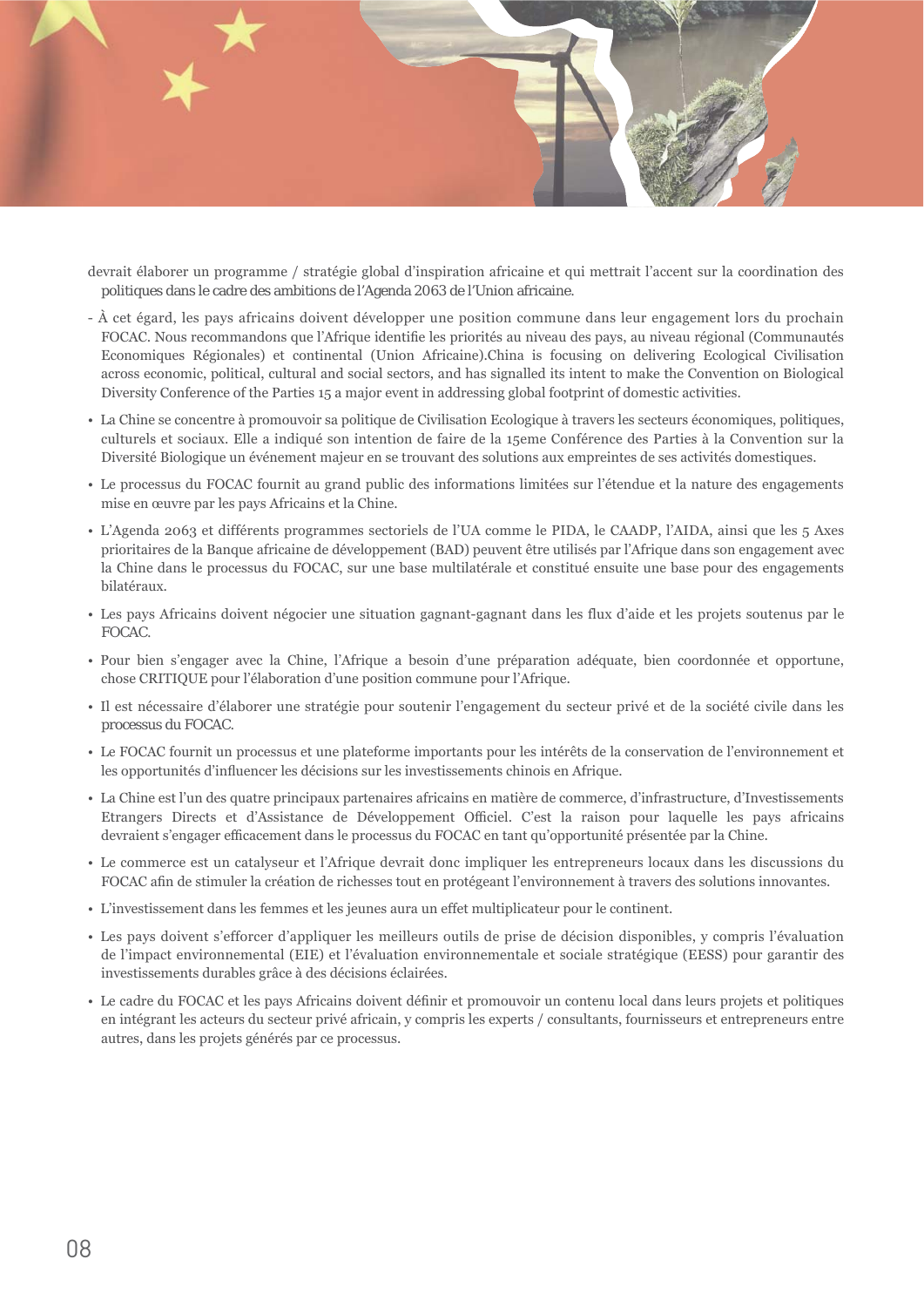devrait élaborer un programme / stratégie global d'inspiration africaine et qui mettrait l'accent sur la coordination des politiques dans le cadre des ambitions de l'Agenda 2063 de l'Union africaine.

- À cet égard, les pays africains doivent développer une position commune dans leur engagement lors du prochain FOCAC. Nous recommandons que l'Afrique identifie les priorités au niveau des pays, au niveau régional (Communautés Economiques Régionales) et continental (Union Africaine).China is focusing on delivering Ecological Civilisation across economic, political, cultural and social sectors, and has signalled its intent to make the Convention on Biological Diversity Conference of the Parties 15 a major event in addressing global footprint of domestic activities.

- La Chine se concentre à promouvoir sa politique de Civilisation Ecologique à travers les secteurs économiques, politiques, culturels et sociaux. Elle a indiqué son intention de faire de la 15eme Conférence des Parties à la Convention sur la Diversité Biologique un événement majeur en se trouvant des solutions aux empreintes de ses activités domestiques.
- Le processus du FOCAC fournit au grand public des informations limitées sur l'étendue et la nature des engagements mise en œuvre par les pays Africains et la Chine.
- L'Agenda 2063 et différents programmes sectoriels de l'UA comme le PIDA, le CAADP, l'AIDA, ainsi que les 5 Axes prioritaires de la Banque africaine de développement (BAD) peuvent être utilisés par l'Afrique dans son engagement avec la Chine dans le processus du FOCAC, sur une base multilatérale et constitué ensuite une base pour des engagements bilatéraux.
- Les pays Africains doivent négocier une situation gagnant-gagnant dans les flux d'aide et les projets soutenus par le FOCAC.
- Pour bien s'engager avec la Chine, l'Afrique a besoin d'une préparation adéquate, bien coordonnée et opportune, chose CRITIQUE pour l'élaboration d'une position commune pour l'Afrique.
- Il est nécessaire d'élaborer une stratégie pour soutenir l'engagement du secteur privé et de la société civile dans les processus du FOCAC.
- Le FOCAC fournit un processus et une plateforme importants pour les intérêts de la conservation de l'environnement et les opportunités d'influencer les décisions sur les investissements chinois en Afrique.
- La Chine est l'un des quatre principaux partenaires africains en matière de commerce, d'infrastructure, d'Investissements Etrangers Directs et d'Assistance de Développement Officiel. C'est la raison pour laquelle les pays africains devraient s'engager efficacement dans le processus du FOCAC en tant qu'opportunité présentée par la Chine.
- Le commerce est un catalyseur et l'Afrique devrait donc impliquer les entrepreneurs locaux dans les discussions du FOCAC afin de stimuler la création de richesses tout en protégeant l'environnement à travers des solutions innovantes.
- L'investissement dans les femmes et les jeunes aura un effet multiplicateur pour le continent.
- Les pays doivent s'efforcer d'appliquer les meilleurs outils de prise de décision disponibles, y compris l'évaluation de l'impact environnemental (EIE) et l'évaluation environnementale et sociale stratégique (EESS) pour garantir des investissements durables grâce à des décisions éclairées.
- Le cadre du FOCAC et les pays Africains doivent définir et promouvoir un contenu local dans leurs projets et politiques en intégrant les acteurs du secteur privé africain, y compris les experts / consultants, fournisseurs et entrepreneurs entre autres, dans les projets générés par ce processus.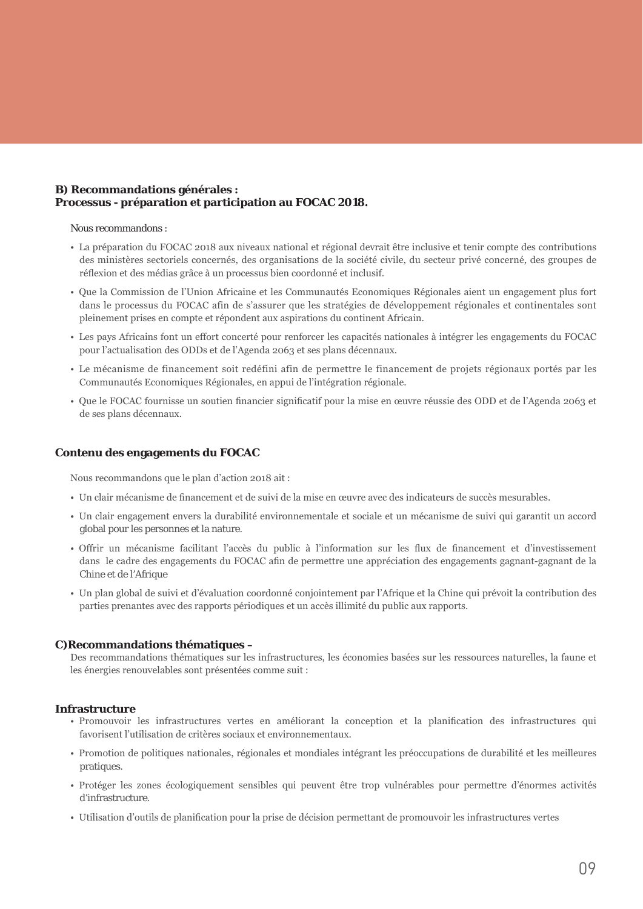## B) Recommandations générales : Processus - préparation et participation au FOCAC 2018.

Nous recommandons :

- La préparation du FOCAC 2018 aux niveaux national et régional devrait être inclusive et tenir compte des contributions des ministères sectoriels concernés, des organisations de la société civile, du secteur privé concerné, des groupes de réflexion et des médias grâce à un processus bien coordonné et inclusif.
- Que la Commission de l'Union Africaine et les Communautés Economiques Régionales aient un engagement plus fort dans le processus du FOCAC afin de s'assurer que les stratégies de développement régionales et continentales sont pleinement prises en compte et répondent aux aspirations du continent Africain.
- Les pays Africains font un effort concerté pour renforcer les capacités nationales à intégrer les engagements du FOCAC pour l'actualisation des ODDs et de l'Agenda 2063 et ses plans décennaux.
- Le mécanisme de financement soit redéfini afin de permettre le financement de projets régionaux portés par les Communautés Economiques Régionales, en appui de l'intégration régionale.
- Que le FOCAC fournisse un soutien financier significatif pour la mise en œuvre réussie des ODD et de l'Agenda 2063 et de ses plans décennaux.

### Contenu des engagements du FOCAC

Nous recommandons que le plan d'action 2018 ait :

- Un clair mécanisme de financement et de suivi de la mise en œuvre avec des indicateurs de succès mesurables.
- Un clair engagement envers la durabilité environnementale et sociale et un mécanisme de suivi qui garantit un accord global pour les personnes et la nature.
- Offrir un mécanisme facilitant l'accès du public à l'information sur les flux de financement et d'investissement dans le cadre des engagements du FOCAC afin de permettre une appréciation des engagements gagnant-gagnant de la Chine et de l'Afrique
- Un plan global de suivi et d'évaluation coordonné conjointement par l'Afrique et la Chine qui prévoit la contribution des parties prenantes avec des rapports périodiques et un accès illimité du public aux rapports.

## C)Recommandations thématiques –

Des recommandations thématiques sur les infrastructures, les économies basées sur les ressources naturelles, la faune et les énergies renouvelables sont présentées comme suit :

### Infrastructure

- Promouvoir les infrastructures vertes en améliorant la conception et la planification des infrastructures qui favorisent l'utilisation de critères sociaux et environnementaux.
- Promotion de politiques nationales, régionales et mondiales intégrant les préoccupations de durabilité et les meilleures pratiques.
- Protéger les zones écologiquement sensibles qui peuvent être trop vulnérables pour permettre d'énormes activités d'infrastructure.
- Utilisation d'outils de planification pour la prise de décision permettant de promouvoir les infrastructures vertes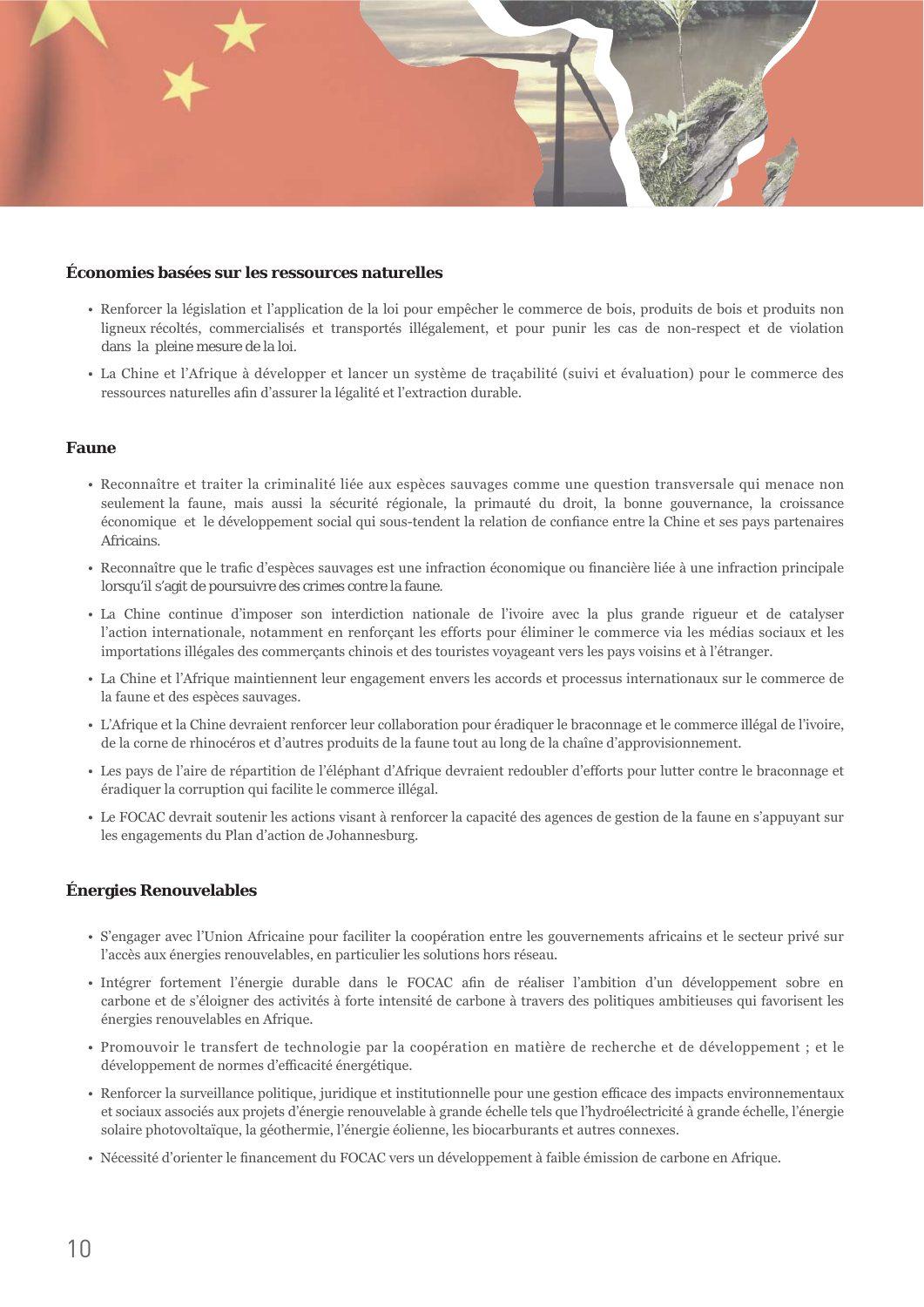### Économies basées sur les ressources naturelles

- Renforcer la législation et l'application de la loi pour empêcher le commerce de bois, produits de bois et produits non ligneux récoltés, commercialisés et transportés illégalement, et pour punir les cas de non-respect et de violation dans la pleine mesure de la loi.
- La Chine et l'Afrique à développer et lancer un système de traçabilité (suivi et évaluation) pour le commerce des ressources naturelles afin d'assurer la légalité et l'extraction durable.

### Faune

- Reconnaître et traiter la criminalité liée aux espèces sauvages comme une question transversale qui menace non seulement la faune, mais aussi la sécurité régionale, la primauté du droit, la bonne gouvernance, la croissance économique et le développement social qui sous-tendent la relation de confiance entre la Chine et ses pays partenaires Africains.
- Reconnaître que le trafic d'espèces sauvages est une infraction économique ou financière liée à une infraction principale lorsqu'il s'agit de poursuivre des crimes contre la faune.
- La Chine continue d'imposer son interdiction nationale de l'ivoire avec la plus grande rigueur et de catalyser l'action internationale, notamment en renforçant les efforts pour éliminer le commerce via les médias sociaux et les importations illégales des commerçants chinois et des touristes voyageant vers les pays voisins et à l'étranger.
- La Chine et l'Afrique maintiennent leur engagement envers les accords et processus internationaux sur le commerce de la faune et des espèces sauvages.
- L'Afrique et la Chine devraient renforcer leur collaboration pour éradiquer le braconnage et le commerce illégal de l'ivoire, de la corne de rhinocéros et d'autres produits de la faune tout au long de la chaîne d'approvisionnement.
- Les pays de l'aire de répartition de l'éléphant d'Afrique devraient redoubler d'efforts pour lutter contre le braconnage et éradiquer la corruption qui facilite le commerce illégal.
- Le FOCAC devrait soutenir les actions visant à renforcer la capacité des agences de gestion de la faune en s'appuyant sur les engagements du Plan d'action de Johannesburg.

### Énergies Renouvelables

- S'engager avec l'Union Africaine pour faciliter la coopération entre les gouvernements africains et le secteur privé sur l'accès aux énergies renouvelables, en particulier les solutions hors réseau.
- Intégrer fortement l'énergie durable dans le FOCAC afin de réaliser l'ambition d'un développement sobre en carbone et de s'éloigner des activités à forte intensité de carbone à travers des politiques ambitieuses qui favorisent les énergies renouvelables en Afrique.
- Promouvoir le transfert de technologie par la coopération en matière de recherche et de développement ; et le développement de normes d'efficacité énergétique.
- Renforcer la surveillance politique, juridique et institutionnelle pour une gestion efficace des impacts environnementaux et sociaux associés aux projets d'énergie renouvelable à grande échelle tels que l'hydroélectricité à grande échelle, l'énergie solaire photovoltaïque, la géothermie, l'énergie éolienne, les biocarburants et autres connexes.
- Nécessité d'orienter le financement du FOCAC vers un développement à faible émission de carbone en Afrique.